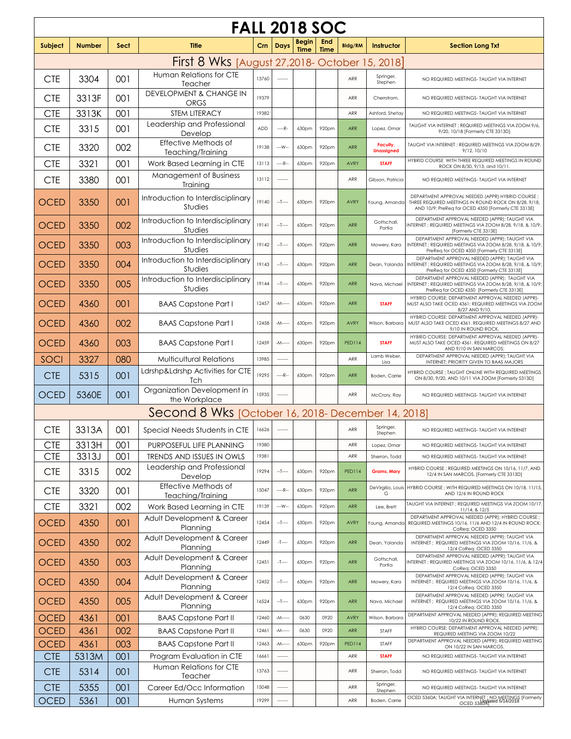# FALL 2018 SOC

| Subject | Number | Sect | Title | Crn | Days | Begin Time | End Time | Bldg/RM | Instructor | Section Long Txt |
|---|---|---|---|---|---|---|---|---|---|---|
| **First 8 Wks [August 27,2018- October 15, 2018]** | | | | | | | | | | |
| CTE | 3304 | 001 | Human Relations for CTE Teacher | 13760 | ------- | | | ARR | Springer, Stephen | NO REQUIRED MEETINGS- TAUGHT VIA INTERNET |
| CTE | 3313F | 001 | DEVELOPMENT & CHANGE IN ORGS | 19379 | | | | ARR | Cherrstrom, | NO REQUIRED MEETINGS- TAUGHT VIA INTERNET |
| CTE | 3313K | 001 | STEM LITERACY | 19382 | | | | ARR | Ashford, Shetay | NO REQUIRED MEETINGS- TAUGHT VIA INTERNET |
| CTE | 3315 | 001 | Leadership and Professional Develop | ADD | ----R-- | 630pm | 920pm | ARR | Lopez, Omar | TAUGHT VIA INTERNET ; REQUIRED MEETINGS VIA ZOOM 9/6, 9/20, 10/18 [Formerly CTE 3313D] |
| CTE | 3320 | 002 | Effective Methods of Teaching/Training | 19138 | ---W--- | 630pm | 920pm | ARR | Faculty, Unassigned | TAUGHT VIA INTERNET ; REQUIRED MEETINGS VIA ZOOM 8/29, 9/12, 10/10 |
| CTE | 3321 | 001 | Work Based Learning in CTE | 13113 | ----R-- | 630pm | 920pm | AVRY | STAFF | HYBRID COURSE WITH THREE REQUIRED MEETINGS IN ROUND ROCK ON 8/30, 9/13, and 10/11. |
| CTE | 3380 | 001 | Management of Business Training | 13112 | ------- | | | ARR | Gibson, Patricia | NO REQUIRED MEETINGS- TAUGHT VIA INTERNET |
| OCED | 3350 | 001 | Introduction to Interdisciplinary Studies | 19140 | --T---- | 630pm | 920pm | AVRY | Young, Amanda | DEPARTMENT APPROVAL NEEDED (APPR) HYBRID COURSE ; THREE REQUIRED MEETINGS IN ROUND ROCK ON 8/28, 9/18, AND 10/9; PreReq for OCED 4350 [Formerly CTE 3313E] |
| OCED | 3350 | 002 | Introduction to Interdisciplinary Studies | 19141 | --T---- | 630pm | 920pm | ARR | Gottschall, Portia | DEPARTMENT APPROVAL NEEDED [APPR]; TAUGHT VIA INTERNET ; REQUIRED MEETINGS VIA ZOOM 8/28, 9/18, & 10/9;. [Formerly CTE 3313E] |
| OCED | 3350 | 003 | Introduction to Interdisciplinary Studies | 19142 | --T---- | 630pm | 920pm | ARR | Mowery, Kara | DEPARTMENT APPROVAL NEEDED (APPR); TAUGHT VIA INTERNET ; REQUIRED MEETINGS VIA ZOOM 8/28, 9/18, & 10/9; PreReq for OCED 4350 [Formerly CTE 3313E] |
| OCED | 3350 | 004 | Introduction to Interdisciplinary Studies | 19143 | --T---- | 630pm | 920pm | ARR | Dean, Yolanda | DEPARTMENT APPROVAL NEEDED (APPR); TAUGHT VIA INTERNET ; REQUIRED MEETINGS VIA ZOOM 8/28, 9/18, & 10/9; PreReq for OCED 4350 [Formerly CTE 3313E] |
| OCED | 3350 | 005 | Introduction to Interdisciplinary Studies | 19144 | --T---- | 630pm | 920pm | ARR | Nava, Michael | DEPARTMENT APPROVAL NEEDED (APPR); TAUGHT VIA INTERNET ; REQUIRED MEETINGS VIA ZOOM 8/28, 9/18, & 10/9; PreReq for OCED 4350 [Formerly CTE 3313E] |
| OCED | 4360 | 001 | BAAS Capstone Part I | 12457 | -M----- | 630pm | 920pm | ARR | STAFF | HYBRID COURSE: DEPARTMENT APPROVAL NEEDED (APPR)- MUST ALSO TAKE OCED 4361; REQUIRED MEETINGS VIA ZOOM 8/27 AND 9/10. |
| OCED | 4360 | 002 | BAAS Capstone Part I | 12458 | -M----- | 630pm | 920pm | AVRY | Wilson, Barbara | HYBRID COURSE: DEPARTMENT APPROVAL NEEDED (APPR)- MUST ALSO TAKE OCED 4361. REQUIRED MEETINGS 8/27 AND 9/10 IN ROUND ROCK. |
| OCED | 4360 | 003 | BAAS Capstone Part I | 12459 | -M----- | 630pm | 920pm | PED114 | STAFF | HYBRID COURSE: DEPARTMENT APPROVAL NEEDED (APPR)- MUST ALSO TAKE OCED 4361. REQUIRED MEETINGS ON 8/27 AND 9/10 IN SAN MARCOS; |
| SOCI | 3327 | 080 | Multicultural Relations | 13985 | ------- | | | ARR | Lamb Weber, Lisa | DEPARTMENT APPROVAL NEEDED (APPR); TAUGHT VIA INTERNET; PRIORITY GIVEN TO BAAS MAJORS |
| CTE | 5315 | 001 | Ldrshp&Ldrshp Activities for CTE Tch | 19295 | ----R-- | 630pm | 920pm | ARR | Boden, Carrie | HYBRID COURSE ; TAUGHT ONLINE WITH REQUIRED MEETINGS ON 8/30, 9/20, AND 10/11 VIA ZOOM [Formerly 5313D] |
| OCED | 5360E | 001 | Organization Development in the Workplace | 15935 | ------- | | | ARR | McCrory, Ray | NO REQUIRED MEETINGS- TAUGHT VIA INTERNET |
| **Second 8 Wks [October 16, 2018- December 14, 2018]** | | | | | | | | | | |
| CTE | 3313A | 001 | Special Needs Students in CTE | 16626 | ------- | | | ARR | Springer, Stephen | NO REQUIRED MEETINGS- TAUGHT VIA INTERNET |
| CTE | 3313H | 001 | PURPOSEFUL LIFE PLANNING | 19380 | | | | ARR | Lopez, Omar | NO REQUIRED MEETINGS- TAUGHT VIA INTERNET |
| CTE | 3313J | 001 | TRENDS AND ISSUES IN OWLS | 19381 | | | | ARR | Sherron, Todd | NO REQUIRED MEETINGS- TAUGHT VIA INTERNET |
| CTE | 3315 | 002 | Leadership and Professional Develop | 19294 | --T---- | 630pm | 920pm | PED114 | Grams, Mary | HYBRID COURSE ; REQUIRED MEETINGS ON 10/16, 11/7, AND 12/4 IN SAN MARCOS. [Formerly CTE 3313D] |
| CTE | 3320 | 001 | Effective Methods of Teaching/Training | 15047 | ----R-- | 630pm | 920pm | ARR | DeVirgilio, Louis G | HYBRID COURSE ; WITH REQUIRED MEETINGS ON 10/18, 11/15, AND 12/6 IN ROUND ROCK |
| CTE | 3321 | 002 | Work Based Learning in CTE | 19139 | ---W--- | 630pm | 920pm | ARR | Lee, Brett | TAUGHT VIA INTERNET ; REQUIRED MEETINGS VIA ZOOM 10/17, 11/14, & 12/5 |
| OCED | 4350 | 001 | Adult Development & Career Planning | 12454 | --T---- | 630pm | 920pm | AVRY | Young, Amanda | DEPARTMENT APPROVAL NEEDED (APPR); HYBRID COURSE ; REQUIRED MEETINGS 10/16, 11/6 AND 12/4 IN ROUND ROCK; CoReq: OCED 3350 |
| OCED | 4350 | 002 | Adult Development & Career Planning | 12449 | -T---- | 630pm | 920pm | ARR | Dean, Yolanda | DEPARTMENT APPROVAL NEEDED [APPR]; TAUGHT VIA INTERNET ; REQUIRED MEETINGS VIA ZOOM 10/16, 11/6, & 12/4 CoReq: OCED 3350 |
| OCED | 4350 | 003 | Adult Development & Career Planning | 12451 | -T---- | 630pm | 920pm | ARR | Gottschall, Portia | DEPARTMENT APPROVAL NEEDED [APPR]; TAUGHT VIA INTERNET ; REQUIRED MEETINGS VIA ZOOM 10/16, 11/6, & 12/4 CoReq: OCED 3350 |
| OCED | 4350 | 004 | Adult Development & Career Planning | 12452 | --T---- | 630pm | 920pm | ARR | Mowery, Kara | DEPARTMENT APPROVAL NEEDED [APPR]; TAUGHT VIA INTERNET ; REQUIRED MEETINGS VIA ZOOM 10/16, 11/6, & 12/4 CoReq: OCED 3350 |
| OCED | 4350 | 005 | Adult Development & Career Planning | 16524 | --T---- | 630pm | 920pm | ARR | Nava, Michael | DEPARTMENT APPROVAL NEEDED [APPR]; TAUGHT VIA INTERNET ; REQUIRED MEETINGS VIA ZOOM 10/16, 11/6, & 12/4 CoReq: OCED 3350 |
| OCED | 4361 | 001 | BAAS Capstone Part II | 12460 | -M----- | 0630 | 0920 | AVRY | Wilson, Barbara | DEPARTMENT APPROVAL NEEDED (APPR); REQUIRED MEETING 10/22 IN ROUND ROCK. |
| OCED | 4361 | 002 | BAAS Capstone Part II | 12461 | -M----- | 0630 | 0920 | ARR | STAFF | HYBRID COURSE: DEPARTMENT APPROVAL NEEDED [APPR]; REQUIRED MEETING VIA ZOOM 10/22 |
| OCED | 4361 | 003 | BAAS Capstone Part II | 12463 | -M----- | 630pm | 920pm | PED114 | STAFF | DEPARTMENT APPROVAL NEEDED (APPR); REQUIRED MEETING ON 10/22 IN SAN MARCOS. |
| CTE | 5313M | 001 | Program Evaluation in CTE | 16661 | ------- | | | ARR | STAFF | NO REQUIRED MEETINGS- TAUGHT VIA INTERNET |
| CTE | 5314 | 001 | Human Relations for CTE Teacher | 13763 | ------- | | | ARR | Sherron, Todd | NO REQUIRED MEETINGS- TAUGHT VIA INTERNET |
| CTE | 5355 | 001 | Career Ed/Occ Information | 15048 | ------- | | | ARR | Springer, Stephen | NO REQUIRED MEETINGS- TAUGHT VIA INTERNET |
| OCED | 5361 | 001 | Human Systems | 19299 | ------- | | | ARR | Boden, Carrie | OCED 5360A; TAUGHT VIA INTERNET ; NO MEETINGS [Formerly OCED 5360A] |

Updated 5/14/2018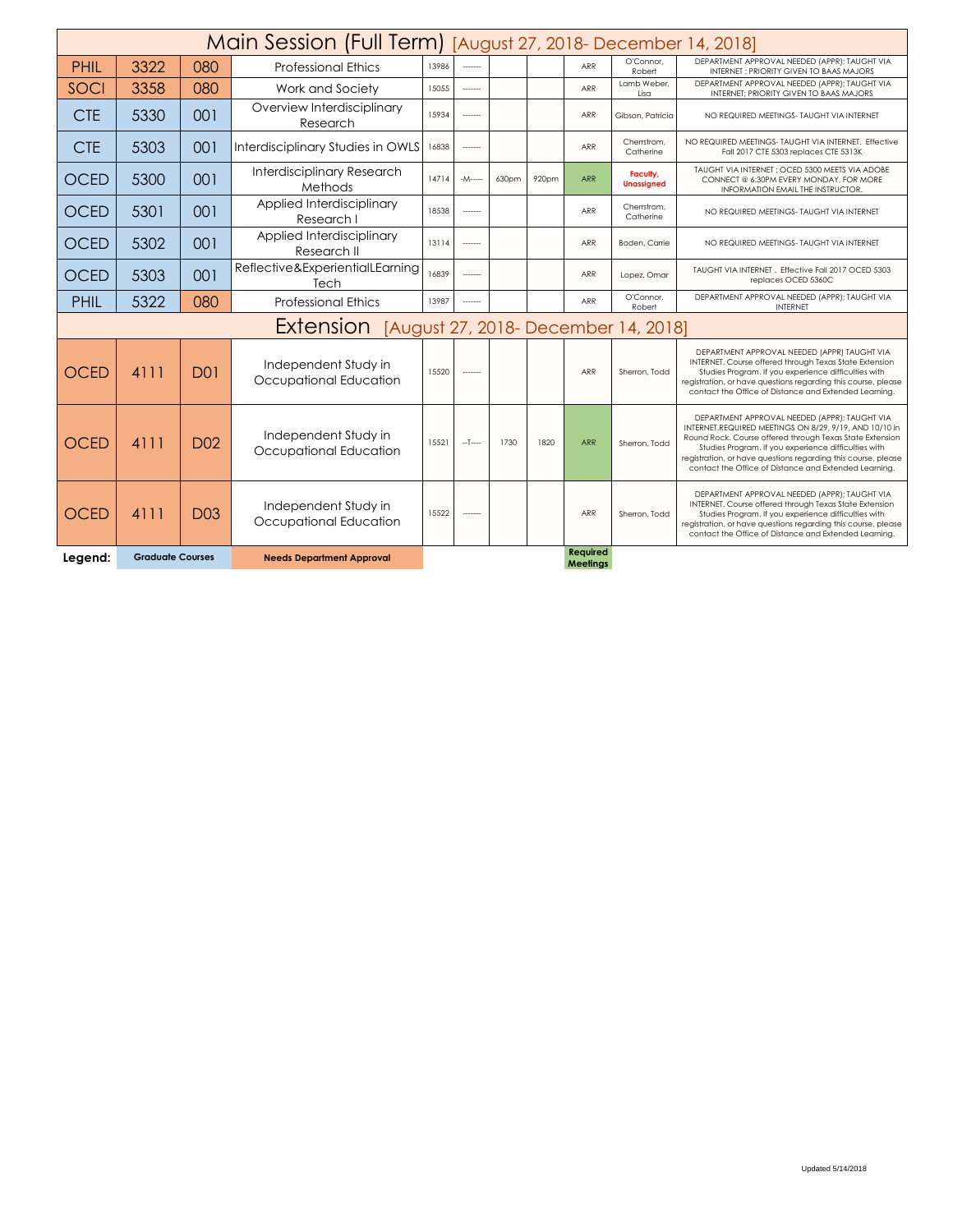## Main Session (Full Term) [August 27, 2018- December 14, 2018]

| | | | | | | | | | | |
|---|---|---|---|---|---|---|---|---|---|---|
| PHIL | 3322 | 080 | Professional Ethics | 13986 | ------- | | | ARR | O'Connor, Robert | DEPARTMENT APPROVAL NEEDED (APPR); TAUGHT VIA INTERNET ; PRIORITY GIVEN TO BAAS MAJORS |
| SOCI | 3358 | 080 | Work and Society | 15055 | ------- | | | ARR | Lamb Weber, Lisa | DEPARTMENT APPROVAL NEEDED (APPR); TAUGHT VIA INTERNET; PRIORITY GIVEN TO BAAS MAJORS |
| CTE | 5330 | 001 | Overview Interdisciplinary Research | 15934 | ------- | | | ARR | Gibson, Patricia | NO REQUIRED MEETINGS- TAUGHT VIA INTERNET |
| CTE | 5303 | 001 | Interdisciplinary Studies in OWLS | 16838 | ------- | | | ARR | Cherrstrom, Catherine | NO REQUIRED MEETINGS- TAUGHT VIA INTERNET. Effective Fall 2017 CTE 5303 replaces CTE 5313K |
| OCED | 5300 | 001 | Interdisciplinary Research Methods | 14714 | -M----- | 630pm | 920pm | ARR | Faculty, Unassigned | TAUGHT VIA INTERNET ; OCED 5300 MEETS VIA ADOBE CONNECT @ 6:30PM EVERY MONDAY, FOR MORE INFORMATION EMAIL THE INSTRUCTOR. |
| OCED | 5301 | 001 | Applied Interdisciplinary Research I | 18538 | ------- | | | ARR | Cherrstrom, Catherine | NO REQUIRED MEETINGS- TAUGHT VIA INTERNET |
| OCED | 5302 | 001 | Applied Interdisciplinary Research II | 13114 | ------- | | | ARR | Boden, Carrie | NO REQUIRED MEETINGS- TAUGHT VIA INTERNET |
| OCED | 5303 | 001 | Reflective&ExperientialLEarning Tech | 16839 | ------- | | | ARR | Lopez, Omar | TAUGHT VIA INTERNET . Effective Fall 2017 OCED 5303 replaces OCED 5360C |
| PHIL | 5322 | 080 | Professional Ethics | 13987 | ------- | | | ARR | O'Connor, Robert | DEPARTMENT APPROVAL NEEDED (APPR); TAUGHT VIA INTERNET |

## Extension [August 27, 2018- December 14, 2018]

| | | | | | | | | | | |
|---|---|---|---|---|---|---|---|---|---|---|
| OCED | 4111 | D01 | Independent Study in Occupational Education | 15520 | ------- | | | ARR | Sherron, Todd | DEPARTMENT APPROVAL NEEDED (APPR) TAUGHT VIA INTERNET. Course offered through Texas State Extension Studies Program. If you experience difficulties with registration, or have questions regarding this course, please contact the Office of Distance and Extended Learning. |
| OCED | 4111 | D02 | Independent Study in Occupational Education | 15521 | --T---- | 1730 | 1820 | ARR | Sherron, Todd | DEPARTMENT APPROVAL NEEDED (APPR); TAUGHT VIA INTERNET.REQUIRED MEETINGS ON 8/29, 9/19, AND 10/10 in Round Rock. Course offered through Texas State Extension Studies Program. If you experience difficulties with registration, or have questions regarding this course, please contact the Office of Distance and Extended Learning. |
| OCED | 4111 | D03 | Independent Study in Occupational Education | 15522 | ------- | | | ARR | Sherron, Todd | DEPARTMENT APPROVAL NEEDED (APPR); TAUGHT VIA INTERNET. Course offered through Texas State Extension Studies Program. If you experience difficulties with registration, or have questions regarding this course, please contact the Office of Distance and Extended Learning. |

**Legend:** **Graduate Courses** | **Needs Department Approval** | **Required Meetings**

Updated 5/14/2018